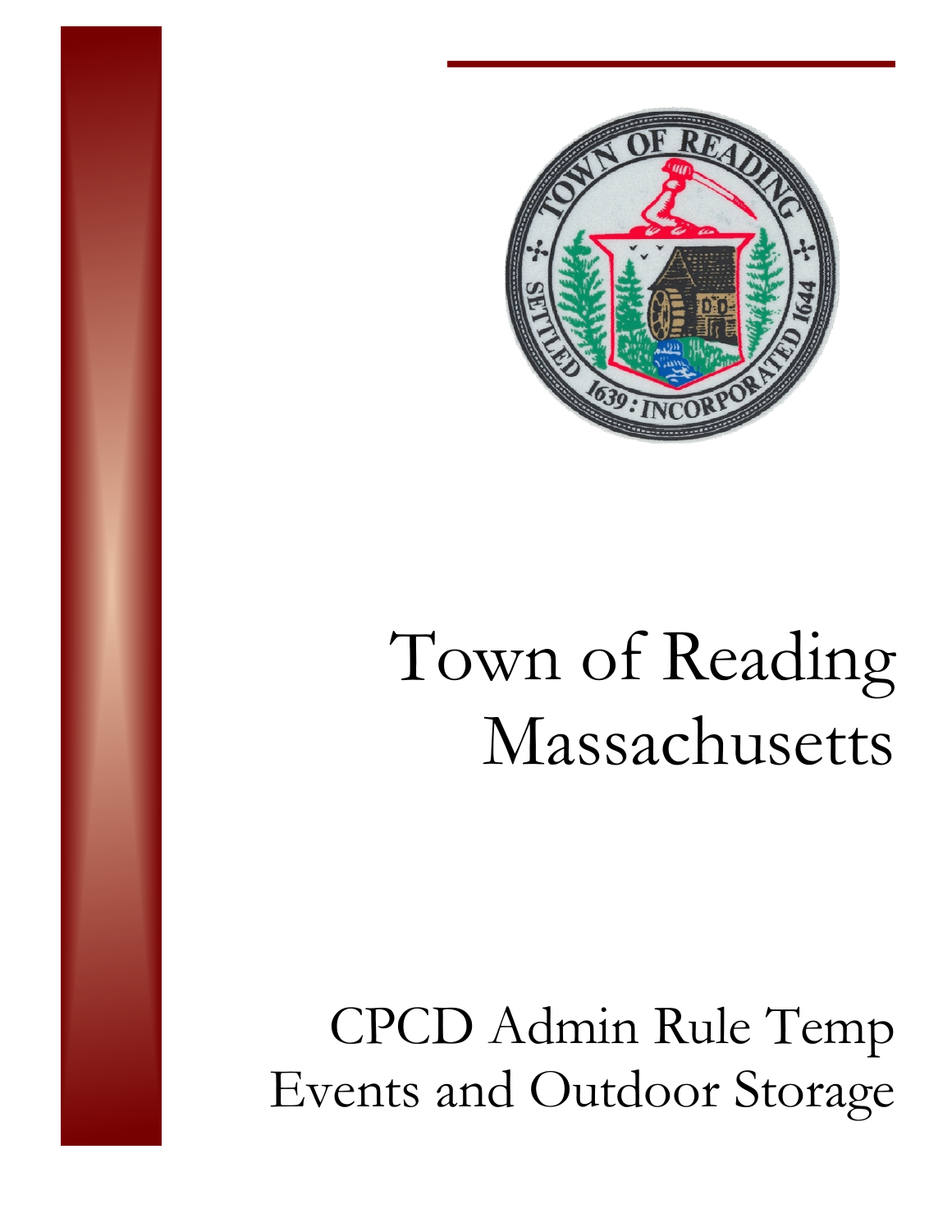# Town of Reading Massachusetts

## CPCD Admin Rule Temp Events and Outdoor Storage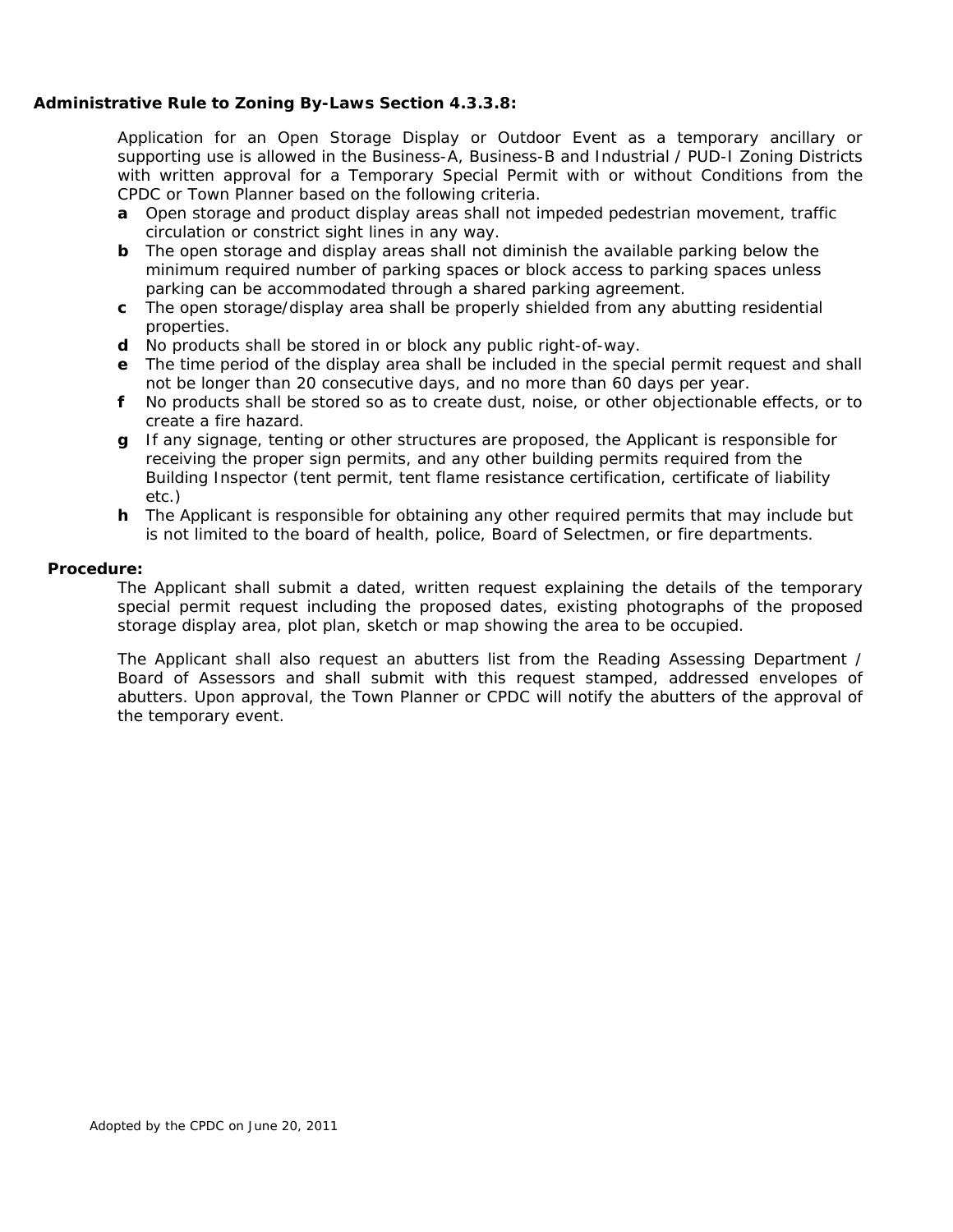**Administrative Rule to Zoning By-Laws Section 4.3.3.8:**

Application for an Open Storage Display or Outdoor Event as a temporary ancillary or supporting use is allowed in the Business-A, Business-B and Industrial / PUD-I Zoning Districts with written approval for a Temporary Special Permit with or without Conditions from the CPDC or Town Planner based on the following criteria.

- **a** Open storage and product display areas shall not impeded pedestrian movement, traffic circulation or constrict sight lines in any way.
- **b** The open storage and display areas shall not diminish the available parking below the minimum required number of parking spaces or block access to parking spaces unless parking can be accommodated through a shared parking agreement.
- **c** The open storage/display area shall be properly shielded from any abutting residential properties.
- **d** No products shall be stored in or block any public right-of-way.
- **e** The time period of the display area shall be included in the special permit request and shall not be longer than 20 consecutive days, and no more than 60 days per year.
- **f** No products shall be stored so as to create dust, noise, or other objectionable effects, or to create a fire hazard.
- **g** If any signage, tenting or other structures are proposed, the Applicant is responsible for receiving the proper sign permits, and any other building permits required from the Building Inspector (tent permit, tent flame resistance certification, certificate of liability etc.)
- **h** The Applicant is responsible for obtaining any other required permits that may include but is not limited to the board of health, police, Board of Selectmen, or fire departments.

**Procedure:**

The Applicant shall submit a dated, written request explaining the details of the temporary special permit request including the proposed dates, existing photographs of the proposed storage display area, plot plan, sketch or map showing the area to be occupied.

The Applicant shall also request an abutters list from the Reading Assessing Department / Board of Assessors and shall submit with this request stamped, addressed envelopes of abutters. Upon approval, the Town Planner or CPDC will notify the abutters of the approval of the temporary event.

Adopted by the CPDC on June 20, 2011